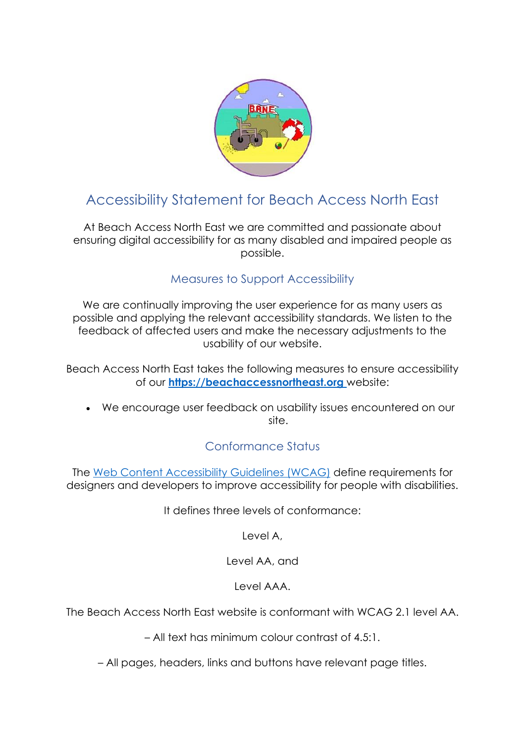# Accessibility Statement for Beach Access North East

At Beach Access North East we are committed and passionate about ensuring digital accessibility for as many disabled and impaired people as possible.

## Measures to Support Accessibility

We are continually improving the user experience for as many users as possible and applying the relevant accessibility standards. We listen to the feedback of affected users and make the necessary adjustments to the usability of our website.

Beach Access North East takes the following measures to ensure accessibility of our **https://beachaccessnortheast.org** website:

- We encourage user feedback on usability issues encountered on our site.

## Conformance Status

The Web Content Accessibility Guidelines (WCAG) define requirements for designers and developers to improve accessibility for people with disabilities.

It defines three levels of conformance:

Level A,

Level AA, and

Level AAA.

The Beach Access North East website is conformant with WCAG 2.1 level AA.

– All text has minimum colour contrast of 4.5:1.

– All pages, headers, links and buttons have relevant page titles.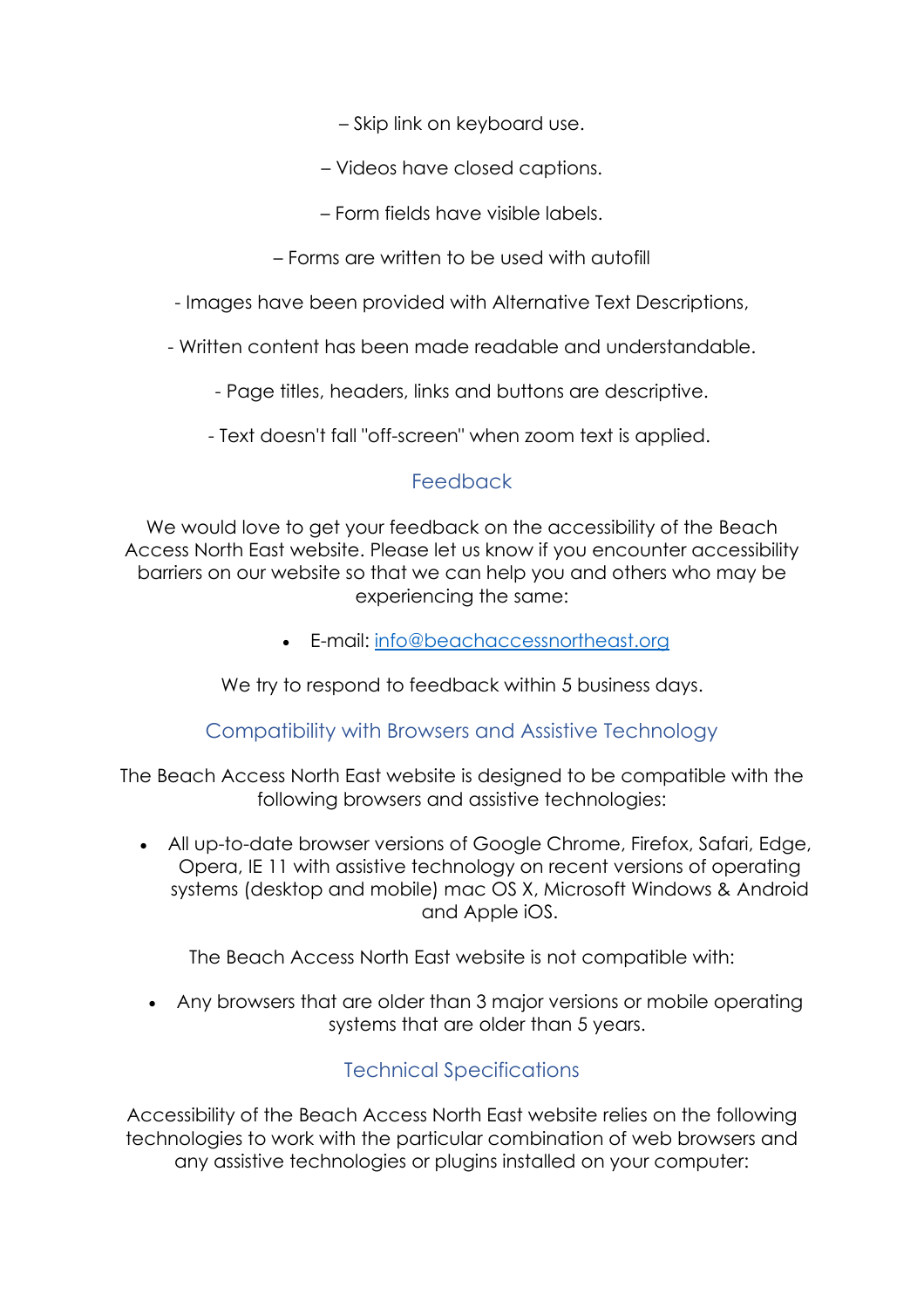– Skip link on keyboard use.

– Videos have closed captions.

– Form fields have visible labels.

– Forms are written to be used with autofill

- Images have been provided with Alternative Text Descriptions,

- Written content has been made readable and understandable.

- Page titles, headers, links and buttons are descriptive.

- Text doesn't fall "off-screen" when zoom text is applied.

## Feedback

We would love to get your feedback on the accessibility of the Beach Access North East website. Please let us know if you encounter accessibility barriers on our website so that we can help you and others who may be experiencing the same:

- E-mail: [info@beachaccessnortheast.org](mailto:info@beachaccessnortheast.org)

We try to respond to feedback within 5 business days.

## Compatibility with Browsers and Assistive Technology

The Beach Access North East website is designed to be compatible with the following browsers and assistive technologies:

- All up-to-date browser versions of Google Chrome, Firefox, Safari, Edge, Opera, IE 11 with assistive technology on recent versions of operating systems (desktop and mobile) mac OS X, Microsoft Windows & Android and Apple iOS.

The Beach Access North East website is not compatible with:

- Any browsers that are older than 3 major versions or mobile operating systems that are older than 5 years.

## Technical Specifications

Accessibility of the Beach Access North East website relies on the following technologies to work with the particular combination of web browsers and any assistive technologies or plugins installed on your computer: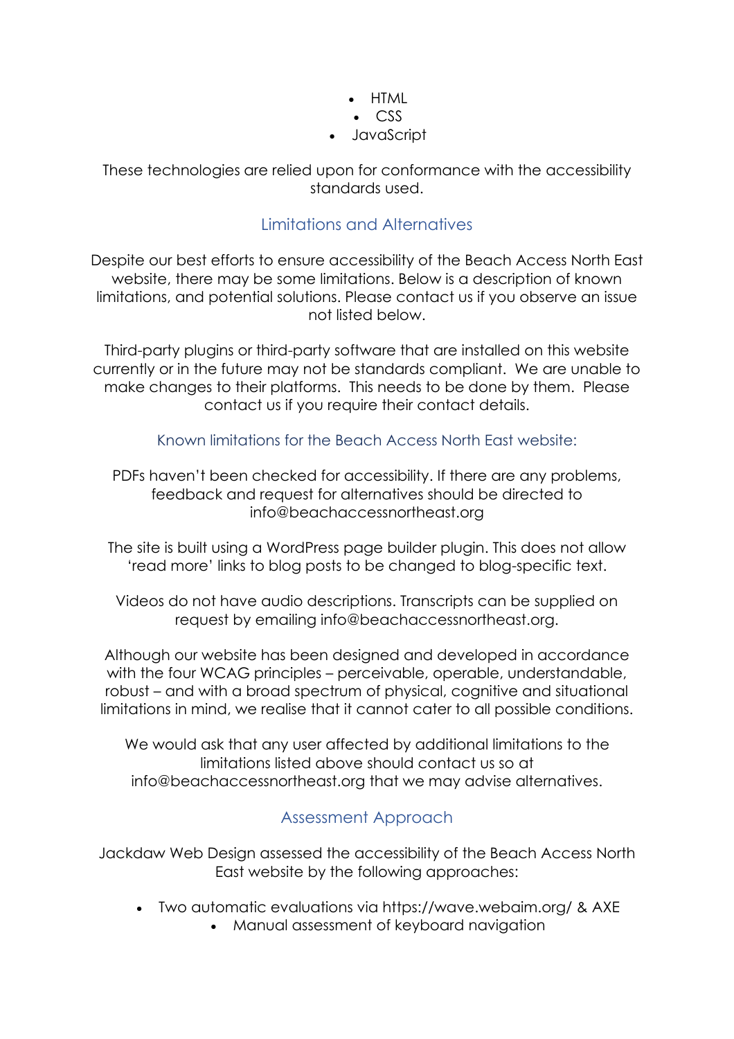- HTML
- CSS
- JavaScript

These technologies are relied upon for conformance with the accessibility standards used.

## Limitations and Alternatives

Despite our best efforts to ensure accessibility of the Beach Access North East website, there may be some limitations. Below is a description of known limitations, and potential solutions. Please contact us if you observe an issue not listed below.

Third-party plugins or third-party software that are installed on this website currently or in the future may not be standards compliant. We are unable to make changes to their platforms. This needs to be done by them. Please contact us if you require their contact details.

### Known limitations for the Beach Access North East website:

PDFs haven't been checked for accessibility. If there are any problems, feedback and request for alternatives should be directed to info@beachaccessnortheast.org

The site is built using a WordPress page builder plugin. This does not allow 'read more' links to blog posts to be changed to blog-specific text.

Videos do not have audio descriptions. Transcripts can be supplied on request by emailing info@beachaccessnortheast.org.

Although our website has been designed and developed in accordance with the four WCAG principles – perceivable, operable, understandable, robust – and with a broad spectrum of physical, cognitive and situational limitations in mind, we realise that it cannot cater to all possible conditions.

We would ask that any user affected by additional limitations to the limitations listed above should contact us so at info@beachaccessnortheast.org that we may advise alternatives.

## Assessment Approach

Jackdaw Web Design assessed the accessibility of the Beach Access North East website by the following approaches:

- Two automatic evaluations via https://wave.webaim.org/ & AXE
- Manual assessment of keyboard navigation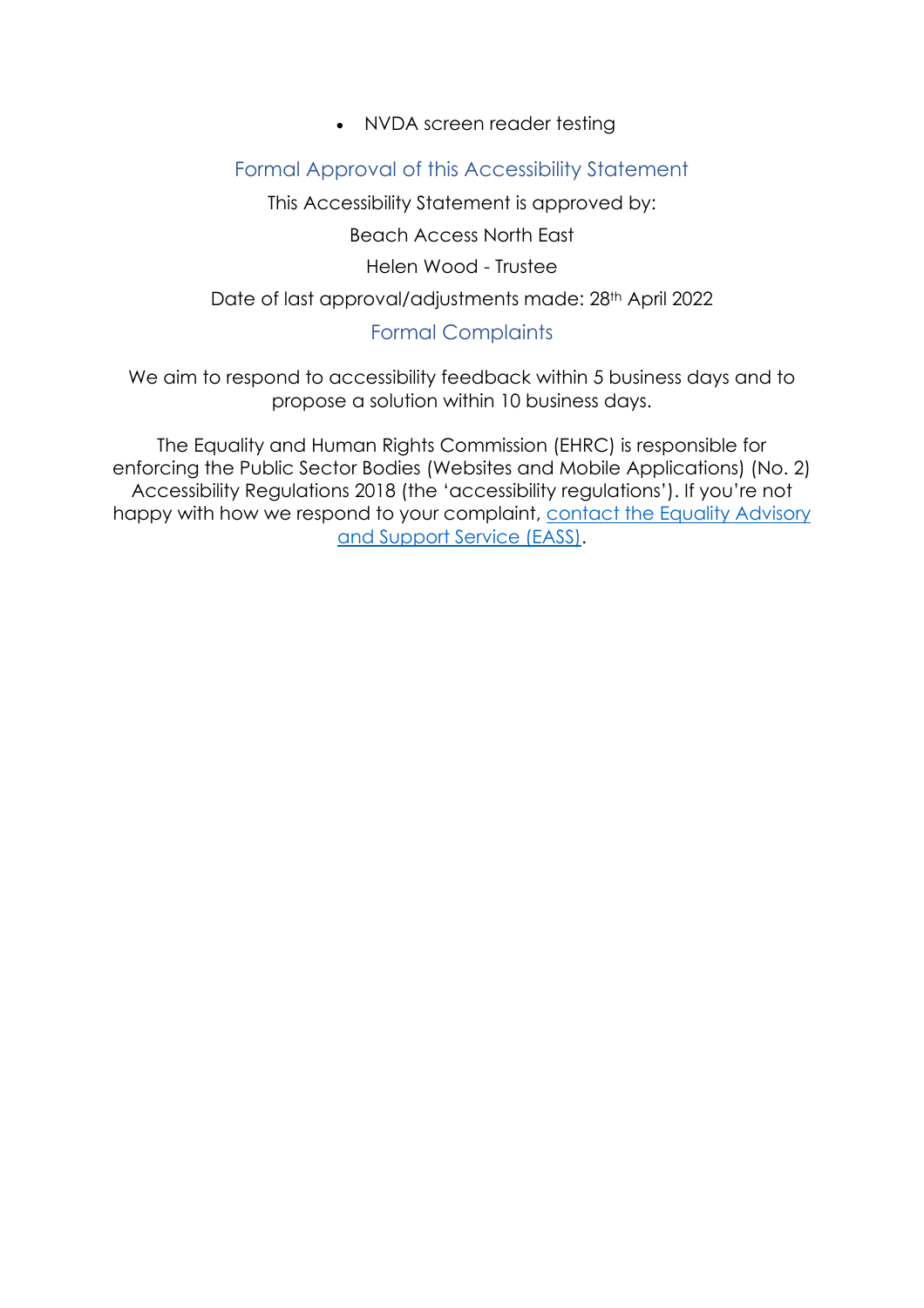- NVDA screen reader testing

## Formal Approval of this Accessibility Statement

This Accessibility Statement is approved by:

Beach Access North East

Helen Wood - Trustee

Date of last approval/adjustments made: 28th April 2022

## Formal Complaints

We aim to respond to accessibility feedback within 5 business days and to propose a solution within 10 business days.

The Equality and Human Rights Commission (EHRC) is responsible for enforcing the Public Sector Bodies (Websites and Mobile Applications) (No. 2) Accessibility Regulations 2018 (the 'accessibility regulations'). If you're not happy with how we respond to your complaint, contact the Equality Advisory and Support Service (EASS).